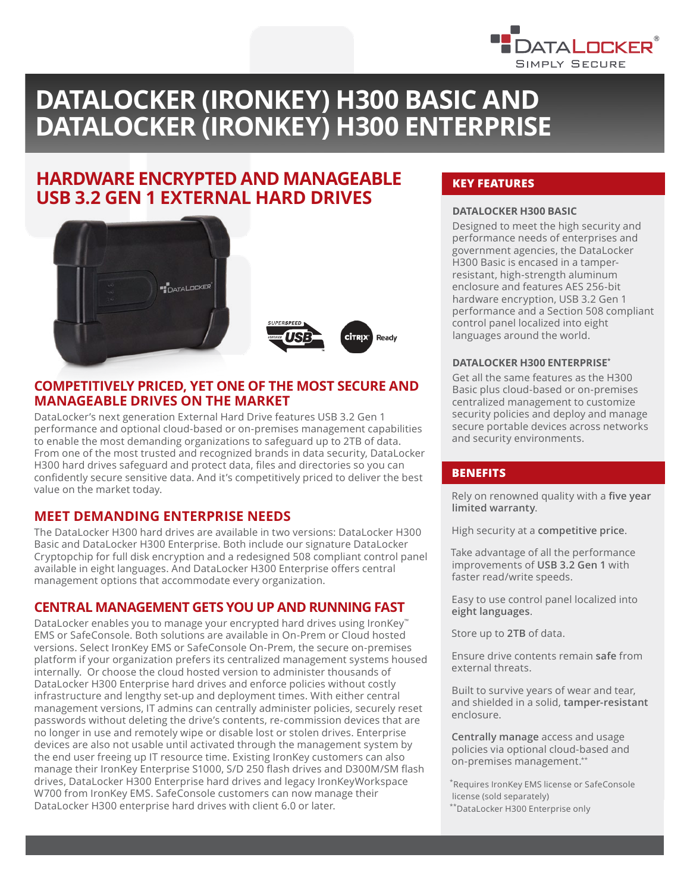# DATALOCKER (IRONKEY) H300 BASIC AND DATALOCKER (IRONKEY) H300 ENTERPRISE

## HARDWARE ENCRYPTED AND MANAGEABLE USB 3.2 GEN 1 EXTERNAL HARD DRIVES

### COMPETITIVELY PRICED, YET ONE OF THE MOST SECURE AND MANAGEABLE DRIVES ON THE MARKET

DataLocker's next generation External Hard Drive features USB 3.2 Gen 1 performance and optional cloud-based or on-premises management capabilities to enable the most demanding organizations to safeguard up to 2TB of data. From one of the most trusted and recognized brands in data security, DataLocker H300 hard drives safeguard and protect data, files and directories so you can confidently secure sensitive data. And it's competitively priced to deliver the best value on the market today.

### MEET DEMANDING ENTERPRISE NEEDS

The DataLocker H300 hard drives are available in two versions: DataLocker H300 Basic and DataLocker H300 Enterprise. Both include our signature DataLocker Cryptopchip for full disk encryption and a redesigned 508 compliant control panel available in eight languages. And DataLocker H300 Enterprise offers central management options that accommodate every organization.

### CENTRAL MANAGEMENT GETS YOU UP AND RUNNING FAST

DataLocker enables you to manage your encrypted hard drives using IronKey™ EMS or SafeConsole. Both solutions are available in On-Prem or Cloud hosted versions. Select IronKey EMS or SafeConsole On-Prem, the secure on-premises platform if your organization prefers its centralized management systems housed internally. Or choose the cloud hosted version to administer thousands of DataLocker H300 Enterprise hard drives and enforce policies without costly infrastructure and lengthy set-up and deployment times. With either central management versions, IT admins can centrally administer policies, securely reset passwords without deleting the drive's contents, re-commission devices that are no longer in use and remotely wipe or disable lost or stolen drives. Enterprise devices are also not usable until activated through the management system by the end user freeing up IT resource time. Existing IronKey customers can also manage their IronKey Enterprise S1000, S/D 250 flash drives and D300M/SM flash drives, DataLocker H300 Enterprise hard drives and legacy IronKeyWorkspace W700 from IronKey EMS. SafeConsole customers can now manage their DataLocker H300 enterprise hard drives with client 6.0 or later.

## KEY FEATURES

**DATALOCKER H300 BASIC**

Designed to meet the high security and performance needs of enterprises and government agencies, the DataLocker H300 Basic is encased in a tamper-resistant, high-strength aluminum enclosure and features AES 256-bit hardware encryption, USB 3.2 Gen 1 performance and a Section 508 compliant control panel localized into eight languages around the world.

**DATALOCKER H300 ENTERPRISE***

Get all the same features as the H300 Basic plus cloud-based or on-premises centralized management to customize security policies and deploy and manage secure portable devices across networks and security environments.

## BENEFITS

Rely on renowned quality with a **five year limited warranty**.

High security at a **competitive price**.

Take advantage of all the performance improvements of **USB 3.2 Gen 1** with faster read/write speeds.

Easy to use control panel localized into **eight languages**.

Store up to **2TB** of data.

Ensure drive contents remain **safe** from external threats.

Built to survive years of wear and tear, and shielded in a solid, **tamper-resistant** enclosure.

**Centrally manage** access and usage policies via optional cloud-based and on-premises management.**

*Requires IronKey EMS license or SafeConsole license (sold separately)

**DataLocker H300 Enterprise only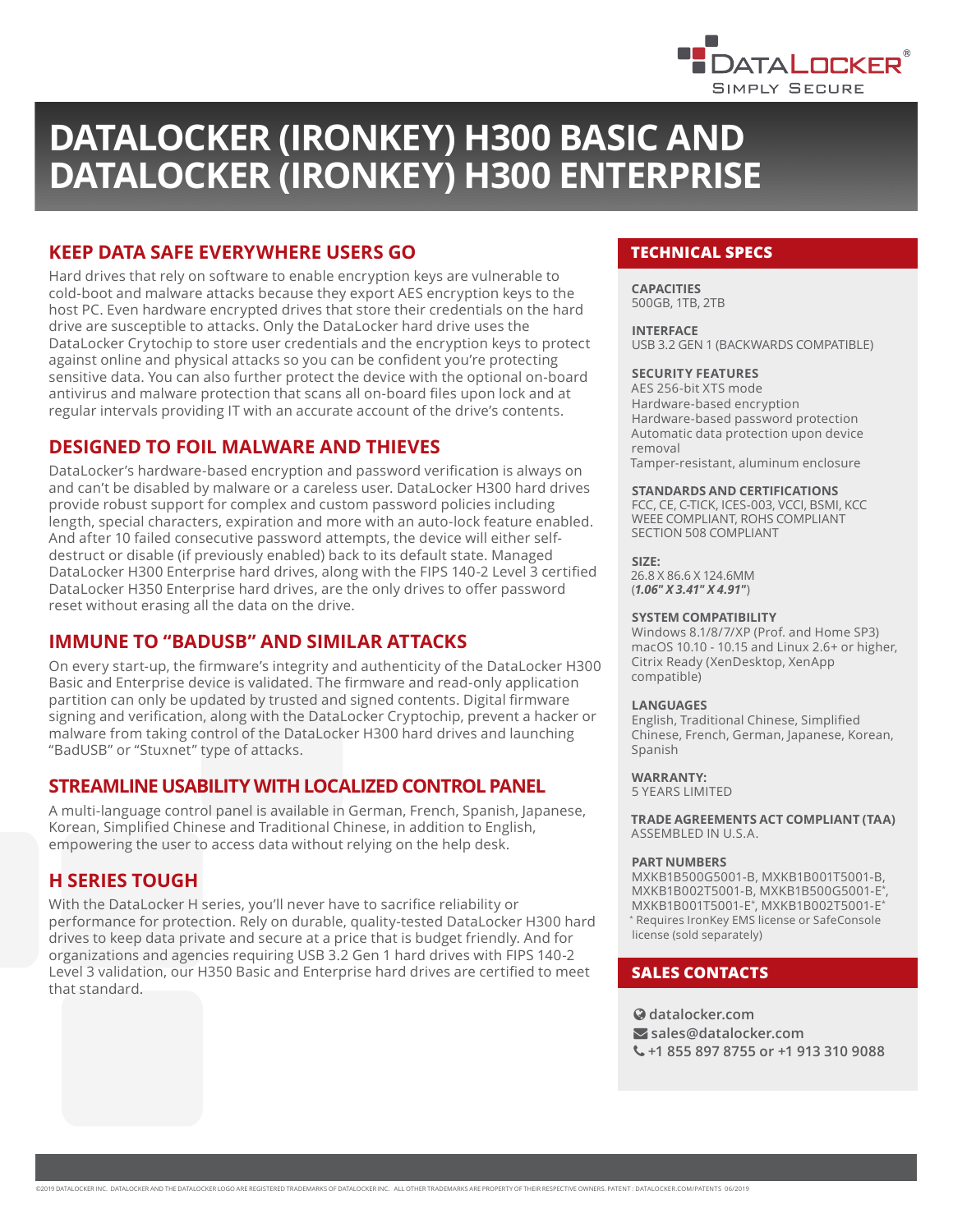# DATALOCKER (IRONKEY) H300 BASIC AND DATALOCKER (IRONKEY) H300 ENTERPRISE

## KEEP DATA SAFE EVERYWHERE USERS GO

Hard drives that rely on software to enable encryption keys are vulnerable to cold-boot and malware attacks because they export AES encryption keys to the host PC. Even hardware encrypted drives that store their credentials on the hard drive are susceptible to attacks. Only the DataLocker hard drive uses the DataLocker Crytochip to store user credentials and the encryption keys to protect against online and physical attacks so you can be confident you're protecting sensitive data. You can also further protect the device with the optional on-board antivirus and malware protection that scans all on-board files upon lock and at regular intervals providing IT with an accurate account of the drive's contents.

## DESIGNED TO FOIL MALWARE AND THIEVES

DataLocker's hardware-based encryption and password verification is always on and can't be disabled by malware or a careless user. DataLocker H300 hard drives provide robust support for complex and custom password policies including length, special characters, expiration and more with an auto-lock feature enabled. And after 10 failed consecutive password attempts, the device will either self-destruct or disable (if previously enabled) back to its default state. Managed DataLocker H300 Enterprise hard drives, along with the FIPS 140-2 Level 3 certified DataLocker H350 Enterprise hard drives, are the only drives to offer password reset without erasing all the data on the drive.

## IMMUNE TO "BADUSB" AND SIMILAR ATTACKS

On every start-up, the firmware's integrity and authenticity of the DataLocker H300 Basic and Enterprise device is validated. The firmware and read-only application partition can only be updated by trusted and signed contents. Digital firmware signing and verification, along with the DataLocker Cryptochip, prevent a hacker or malware from taking control of the DataLocker H300 hard drives and launching "BadUSB" or "Stuxnet" type of attacks.

## STREAMLINE USABILITY WITH LOCALIZED CONTROL PANEL

A multi-language control panel is available in German, French, Spanish, Japanese, Korean, Simplified Chinese and Traditional Chinese, in addition to English, empowering the user to access data without relying on the help desk.

## H SERIES TOUGH

With the DataLocker H series, you'll never have to sacrifice reliability or performance for protection. Rely on durable, quality-tested DataLocker H300 hard drives to keep data private and secure at a price that is budget friendly. And for organizations and agencies requiring USB 3.2 Gen 1 hard drives with FIPS 140-2 Level 3 validation, our H350 Basic and Enterprise hard drives are certified to meet that standard.

## TECHNICAL SPECS

**CAPACITIES**
500GB, 1TB, 2TB

**INTERFACE**
USB 3.2 GEN 1 (BACKWARDS COMPATIBLE)

**SECURITY FEATURES**
AES 256-bit XTS mode
Hardware-based encryption
Hardware-based password protection
Automatic data protection upon device removal
Tamper-resistant, aluminum enclosure

**STANDARDS AND CERTIFICATIONS**
FCC, CE, C-TICK, ICES-003, VCCI, BSMI, KCC
WEEE COMPLIANT, ROHS COMPLIANT
SECTION 508 COMPLIANT

**SIZE:**
26.8 X 86.6 X 124.6MM
(***1.06" X 3.41" X 4.91"***)

**SYSTEM COMPATIBILITY**
Windows 8.1/8/7/XP (Prof. and Home SP3)
macOS 10.10 - 10.15 and Linux 2.6+ or higher,
Citrix Ready (XenDesktop, XenApp compatible)

**LANGUAGES**
English, Traditional Chinese, Simplified Chinese, French, German, Japanese, Korean, Spanish

**WARRANTY:**
5 YEARS LIMITED

**TRADE AGREEMENTS ACT COMPLIANT (TAA)**
ASSEMBLED IN U.S.A.

**PART NUMBERS**
MXKB1B500G5001-B, MXKB1B001T5001-B,
MXKB1B002T5001-B, MXKB1B500G5001-E*,
MXKB1B001T5001-E*, MXKB1B002T5001-E*
* Requires IronKey EMS license or SafeConsole license (sold separately)

## SALES CONTACTS

datalocker.com
sales@datalocker.com
+1 855 897 8755 or +1 913 310 9088

©2019 DATALOCKER INC. DATALOCKER AND THE DATALOCKER LOGO ARE REGISTERED TRADEMARKS OF DATALOCKER INC. ALL OTHER TRADEMARKS ARE PROPERTY OF THEIR RESPECTIVE OWNERS. PATENT : DATALOCKER.COM/PATENTS 06/2019